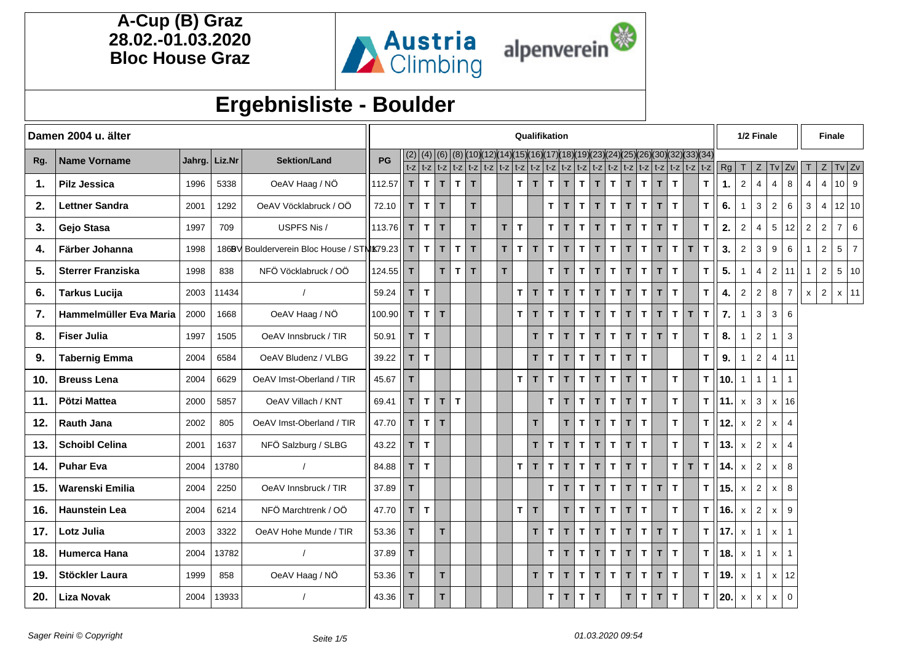# A-Cup (B) Graz
**28.02.-01.03.2020**
**Bloc House Graz**

Austria Climbing alpenverein

# Ergebnisliste - Boulder

## Damen 2004 u. älter

| Rg. | Name Vorname | Jahrg. | Liz.Nr | Sektion/Land | PG | Qualifikation | | | | | | | | | | | | | | | | | | | | 1/2 Finale | | | | | Finale | | | |
|---|---|---|---|---|---|---|---|---|---|---|---|---|---|---|---|---|---|---|---|---|---|---|---|---|---|---|---|---|---|---|---|---|---|---|
| | | | | | | (2) t-z | (4) t-z | (6) t-z | (8) t-z | (10) t-z | (12) t-z | (14) t-z | (15) t-z | (16) t-z | (17) t-z | (18) t-z | (19) t-z | (23) t-z | (24) t-z | (25) t-z | (26) t-z | (30) t-z | (32) t-z | (33) t-z | (34) t-z | Rg | T | Z | Tv | Zv | T | Z | Tv | Zv |
| 1. | Pilz Jessica | 1996 | 5338 | OeAV Haag / NÖ | 112.57 | T | T | T | T | T | | | T | T | T | T | T | T | T | T | T | T | T | | T | 1. | 2 | 4 | 4 | 8 | 4 | 4 | 10 | 9 |
| 2. | Lettner Sandra | 2001 | 1292 | OeAV Vöcklabruck / OÖ | 72.10 | T | T | T | | T | | | | | T | T | T | T | T | T | T | T | T | | T | 6. | 1 | 3 | 2 | 6 | 3 | 4 | 12 | 10 |
| 3. | Gejo Stasa | 1997 | 709 | USPFS Nis / | 113.76 | T | T | T | | T | | T | T | | T | T | T | T | T | T | T | T | T | | T | 2. | 2 | 4 | 5 | 12 | 2 | 2 | 7 | 6 |
| 4. | Färber Johanna | 1998 | 1868 | BV Boulderverein Bloc House / STMK | 79.23 | T | T | T | T | T | | T | T | T | T | T | T | T | T | T | T | T | T | T | T | 3. | 2 | 3 | 9 | 6 | 1 | 2 | 5 | 7 |
| 5. | Sterrer Franziska | 1998 | 838 | NFÖ Vöcklabruck / OÖ | 124.55 | T | | T | T | T | | T | | | T | T | T | T | T | T | T | T | T | | T | 5. | 1 | 4 | 2 | 11 | 1 | 2 | 5 | 10 |
| 6. | Tarkus Lucija | 2003 | 11434 | / | 59.24 | T | T | | | | | | T | T | T | T | T | T | T | T | T | T | T | | T | 4. | 2 | 2 | 8 | 7 | x | 2 | x | 11 |
| 7. | Hammelmüller Eva Maria | 2000 | 1668 | OeAV Haag / NÖ | 100.90 | T | T | T | | | | | T | T | T | T | T | T | T | T | T | T | T | T | T | 7. | 1 | 3 | 3 | 6 | | | | |
| 8. | Fiser Julia | 1997 | 1505 | OeAV Innsbruck / TIR | 50.91 | T | T | | | | | | | T | T | T | T | T | T | T | T | T | T | | T | 8. | 1 | 2 | 1 | 3 | | | | |
| 9. | Tabernig Emma | 2004 | 6584 | OeAV Bludenz / VLBG | 39.22 | T | T | | | | | | | T | T | T | T | T | T | T | T | | | | T | 9. | 1 | 2 | 4 | 11 | | | | |
| 10. | Breuss Lena | 2004 | 6629 | OeAV Imst-Oberland / TIR | 45.67 | T | | | | | | | T | T | T | T | T | T | T | T | T | | T | | T | 10. | 1 | 1 | 1 | 1 | | | | |
| 11. | Pötzi Mattea | 2000 | 5857 | OeAV Villach / KNT | 69.41 | T | T | T | T | | | | | | T | T | T | T | T | T | T | | T | | T | 11. | x | 3 | x | 16 | | | | |
| 12. | Rauth Jana | 2002 | 805 | OeAV Imst-Oberland / TIR | 47.70 | T | T | T | | | | | | T | | T | T | T | T | T | T | | T | | T | 12. | x | 2 | x | 4 | | | | |
| 13. | Schoibl Celina | 2001 | 1637 | NFÖ Salzburg / SLBG | 43.22 | T | T | | | | | | | T | T | T | T | T | T | T | T | | T | | T | 13. | x | 2 | x | 4 | | | | |
| 14. | Puhar Eva | 2004 | 13780 | / | 84.88 | T | T | | | | | | T | T | T | T | T | T | T | T | T | | T | T | T | 14. | x | 2 | x | 8 | | | | |
| 15. | Warenski Emilia | 2004 | 2250 | OeAV Innsbruck / TIR | 37.89 | T | | | | | | | | | T | T | T | T | T | T | T | T | T | | T | 15. | x | 2 | x | 8 | | | | |
| 16. | Haunstein Lea | 2004 | 6214 | NFÖ Marchtrenk / OÖ | 47.70 | T | T | | | | | | T | T | | T | T | T | T | T | T | | T | | T | 16. | x | 2 | x | 9 | | | | |
| 17. | Lotz Julia | 2003 | 3322 | OeAV Hohe Munde / TIR | 53.36 | T | | T | | | | | | T | T | T | T | T | T | T | T | T | T | | T | 17. | x | 1 | x | 1 | | | | |
| 18. | Humerca Hana | 2004 | 13782 | / | 37.89 | T | | | | | | | | | T | T | T | T | T | T | T | T | T | | T | 18. | x | 1 | x | 1 | | | | |
| 19. | Stöckler Laura | 1999 | 858 | OeAV Haag / NÖ | 53.36 | T | | T | | | | | | T | T | T | T | T | T | T | T | T | T | | T | 19. | x | 1 | x | 12 | | | | |
| 20. | Liza Novak | 2004 | 13933 | / | 43.36 | T | | T | | | | | | | T | T | T | T | | T | T | T | T | | T | 20. | x | x | x | 0 | | | | |

Sager Reini © Copyright

01.03.2020 09:54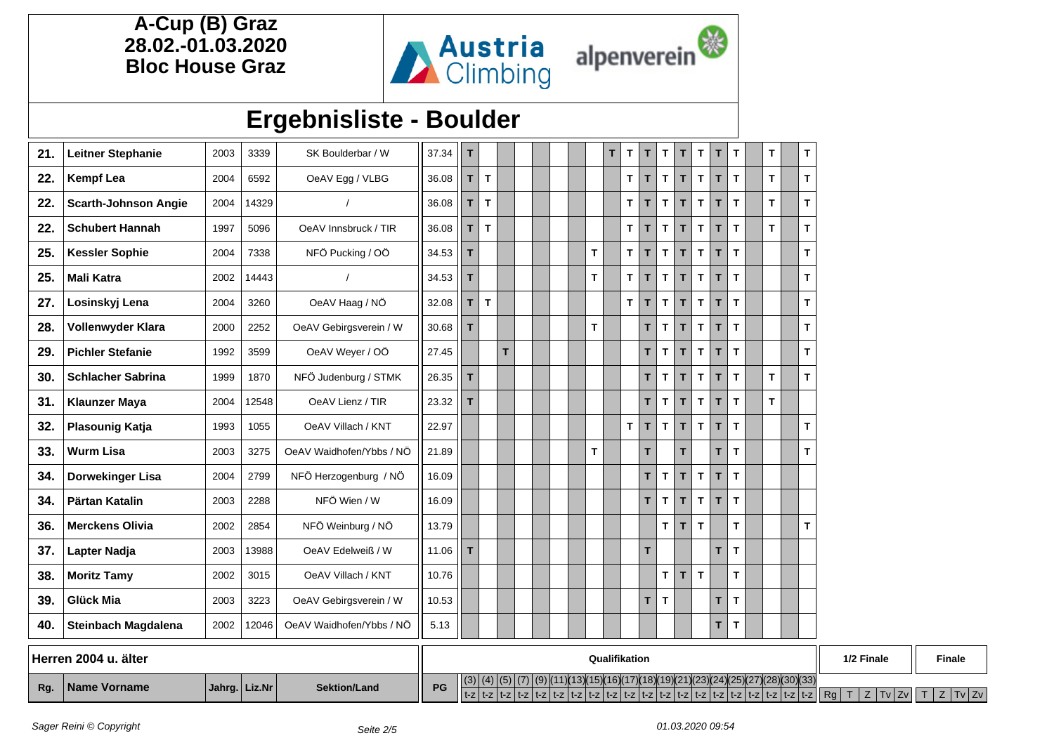# A-Cup (B) Graz
**28.02.-01.03.2020**
**Bloc House Graz**

## Ergebnisliste - Boulder

| Rg. | Name Vorname | Jahrg. | Liz.Nr | Sektion/Land | PG | (3) | (4) | (5) | (7) | (9) | (11) | (13) | (15) | (16) | (17) | (18) | (19) | (21) | (23) | (24) | (25) | (27) | (28) | (30) | (33) |
|---|---|---|---|---|---|---|---|---|---|---|---|---|---|---|---|---|---|---|---|---|---|---|---|---|---|
| 21. | Leitner Stephanie | 2003 | 3339 | SK Boulderbar / W | 37.34 | T | | | | | | | | T | T | T | T | T | T | T | T | | T | | T |
| 22. | Kempf Lea | 2004 | 6592 | OeAV Egg / VLBG | 36.08 | T | T | | | | | | | | T | T | T | T | T | T | T | | T | | T |
| 22. | Scarth-Johnson Angie | 2004 | 14329 | / | 36.08 | T | T | | | | | | | | T | T | T | T | T | T | T | | T | | T |
| 22. | Schubert Hannah | 1997 | 5096 | OeAV Innsbruck / TIR | 36.08 | T | T | | | | | | | | T | T | T | T | T | T | T | | T | | T |
| 25. | Kessler Sophie | 2004 | 7338 | NFÖ Pucking / OÖ | 34.53 | T | | | | | | | T | | T | T | T | T | T | T | T | | | | T |
| 25. | Mali Katra | 2002 | 14443 | / | 34.53 | T | | | | | | | T | | T | T | T | T | T | T | T | | | | T |
| 27. | Losinskyj Lena | 2004 | 3260 | OeAV Haag / NÖ | 32.08 | T | T | | | | | | | | T | T | T | T | T | T | T | | | | T |
| 28. | Vollenwyder Klara | 2000 | 2252 | OeAV Gebirgsverein / W | 30.68 | T | | | | | | | T | | | T | T | T | T | T | T | | | | T |
| 29. | Pichler Stefanie | 1992 | 3599 | OeAV Weyer / OÖ | 27.45 | | | T | | | | | | | | T | T | T | T | T | T | | | | T |
| 30. | Schlacher Sabrina | 1999 | 1870 | NFÖ Judenburg / STMK | 26.35 | T | | | | | | | | | | T | T | T | T | T | T | | T | | T |
| 31. | Klaunzer Maya | 2004 | 12548 | OeAV Lienz / TIR | 23.32 | T | | | | | | | | | | T | T | T | T | T | T | | T | | |
| 32. | Plasounig Katja | 1993 | 1055 | OeAV Villach / KNT | 22.97 | | | | | | | | | | T | T | T | T | T | T | T | | | | T |
| 33. | Wurm Lisa | 2003 | 3275 | OeAV Waidhofen/Ybbs / NÖ | 21.89 | | | | | | | | T | | | T | | T | | T | T | | | | T |
| 34. | Dorwekinger Lisa | 2004 | 2799 | NFÖ Herzogenburg / NÖ | 16.09 | | | | | | | | | | | T | T | T | T | T | T | | | | |
| 34. | Pärtan Katalin | 2003 | 2288 | NFÖ Wien / W | 16.09 | | | | | | | | | | | T | T | T | T | T | T | | | | |
| 36. | Merckens Olivia | 2002 | 2854 | NFÖ Weinburg / NÖ | 13.79 | | | | | | | | | | | | T | T | T | | T | | | | T |
| 37. | Lapter Nadja | 2003 | 13988 | OeAV Edelweiß / W | 11.06 | T | | | | | | | | | | T | | | | T | T | | | | |
| 38. | Moritz Tamy | 2002 | 3015 | OeAV Villach / KNT | 10.76 | | | | | | | | | | | | T | T | T | | T | | | | |
| 39. | Glück Mia | 2003 | 3223 | OeAV Gebirgsverein / W | 10.53 | | | | | | | | | | | T | T | | | T | T | | | | |
| 40. | Steinbach Magdalena | 2002 | 12046 | OeAV Waidhofen/Ybbs / NÖ | 5.13 | | | | | | | | | | | | | | | T | T | | | | |

## Herren 2004 u. älter

| Rg. | Name Vorname | Jahrg. | Liz.Nr | Sektion/Land | PG | Qualifikation | | | | | | | | | | | | | | | | | | | | 1/2 Finale | | | | | Finale | | | |
|---|---|---|---|---|---|---|---|---|---|---|---|---|---|---|---|---|---|---|---|---|---|---|---|---|---|---|---|---|---|---|---|---|---|---|
| | | | | | | (3) | (4) | (5) | (7) | (9) | (11) | (13) | (15) | (16) | (17) | (18) | (19) | (21) | (23) | (24) | (25) | (27) | (28) | (30) | (33) | | | | | | | | | |
| | | | | | | t-z | t-z | t-z | t-z | t-z | t-z | t-z | t-z | t-z | t-z | t-z | t-z | t-z | t-z | t-z | t-z | t-z | t-z | t-z | t-z | Rg | T | Z | Tv | Zv | T | Z | Tv | Zv |

Sager Reini © Copyright

01.03.2020 09:54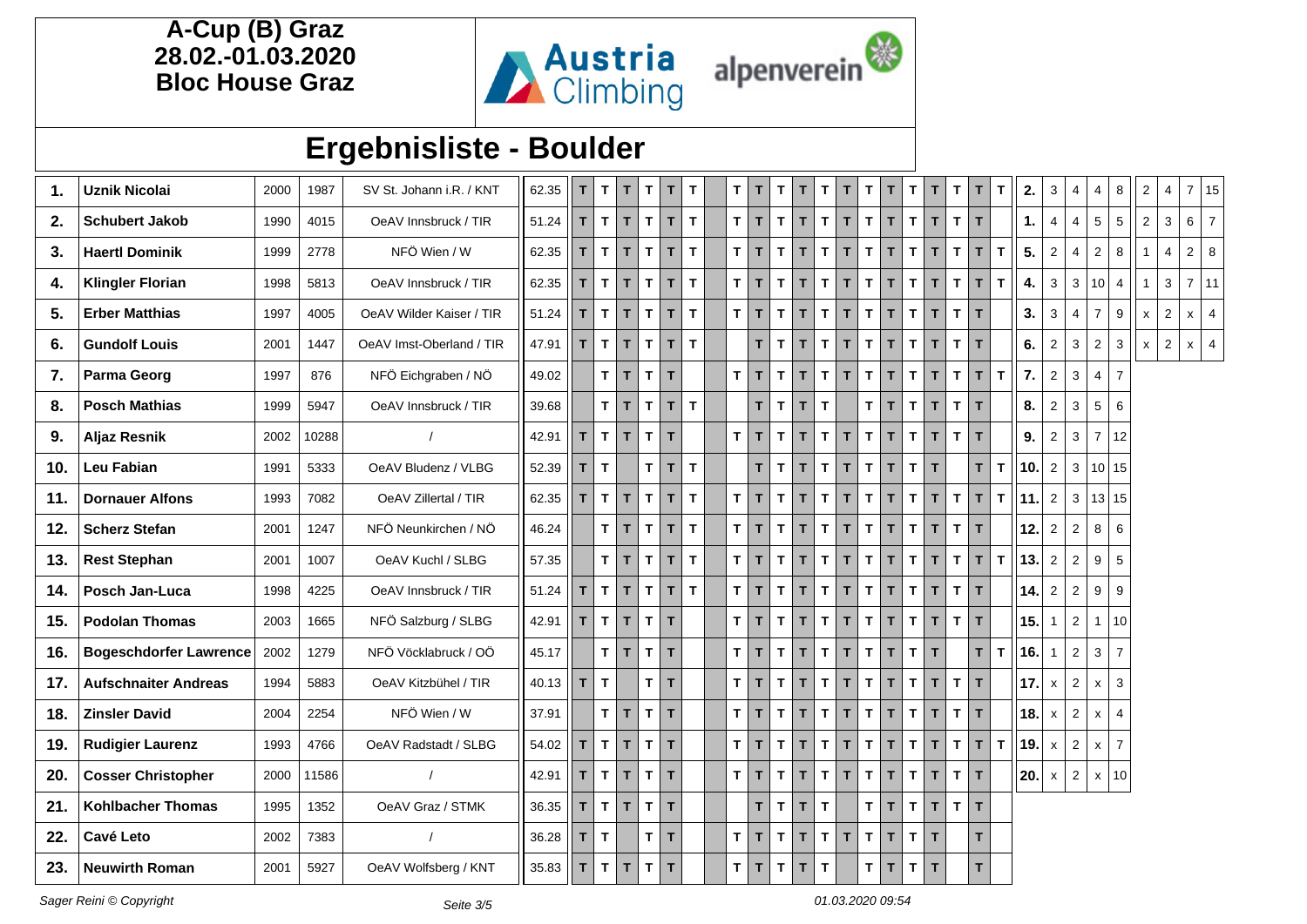**A-Cup (B) Graz**
**28.02.-01.03.2020**
**Bloc House Graz**

Austria Climbing alpenverein

# Ergebnisliste - Boulder

| | | | | | | | | | | | | | | | | | | | | | | | | | | | | | | | | | | |
|---|---|---|---|---|---|---|---|---|---|---|---|---|---|---|---|---|---|---|---|---|---|---|---|---|---|---|---|---|---|---|---|---|---|---|
| 1. | Uznik Nicolai | 2000 | 1987 | SV St. Johann i.R. / KNT | 62.35 | T | T | T | T | T | T | | T | T | T | T | T | T | T | T | T | T | T | T | T | 2. | 3 | 4 | 4 | 8 | 2 | 4 | 7 | 15 |
| 2. | Schubert Jakob | 1990 | 4015 | OeAV Innsbruck / TIR | 51.24 | T | T | T | T | T | T | | T | T | T | T | T | T | T | T | T | T | T | T | | 1. | 4 | 4 | 5 | 5 | 2 | 3 | 6 | 7 |
| 3. | Haertl Dominik | 1999 | 2778 | NFÖ Wien / W | 62.35 | T | T | T | T | T | T | | T | T | T | T | T | T | T | T | T | T | T | T | T | 5. | 2 | 4 | 2 | 8 | 1 | 4 | 2 | 8 |
| 4. | Klingler Florian | 1998 | 5813 | OeAV Innsbruck / TIR | 62.35 | T | T | T | T | T | T | | T | T | T | T | T | T | T | T | T | T | T | T | T | 4. | 3 | 3 | 10 | 4 | 1 | 3 | 7 | 11 |
| 5. | Erber Matthias | 1997 | 4005 | OeAV Wilder Kaiser / TIR | 51.24 | T | T | T | T | T | T | | T | T | T | T | T | T | T | T | T | T | T | T | | 3. | 3 | 4 | 7 | 9 | x | 2 | x | 4 |
| 6. | Gundolf Louis | 2001 | 1447 | OeAV Imst-Oberland / TIR | 47.91 | T | T | T | T | T | T | | | T | T | T | T | T | T | T | T | T | T | T | | 6. | 2 | 3 | 2 | 3 | x | 2 | x | 4 |
| 7. | Parma Georg | 1997 | 876 | NFÖ Eichgraben / NÖ | 49.02 | | T | T | T | T | | | T | T | T | T | T | T | T | T | T | T | T | T | T | 7. | 2 | 3 | 4 | 7 | | | | |
| 8. | Posch Mathias | 1999 | 5947 | OeAV Innsbruck / TIR | 39.68 | | T | T | T | T | T | | | T | T | T | T | | T | T | T | T | T | T | | 8. | 2 | 3 | 5 | 6 | | | | |
| 9. | Aljaz Resnik | 2002 | 10288 | / | 42.91 | T | T | T | T | T | | | T | T | T | T | T | T | T | T | T | T | T | T | | 9. | 2 | 3 | 7 | 12 | | | | |
| 10. | Leu Fabian | 1991 | 5333 | OeAV Bludenz / VLBG | 52.39 | T | T | | T | T | T | | | T | T | T | T | T | T | T | T | T | | T | T | 10. | 2 | 3 | 10 | 15 | | | | |
| 11. | Dornauer Alfons | 1993 | 7082 | OeAV Zillertal / TIR | 62.35 | T | T | T | T | T | T | | T | T | T | T | T | T | T | T | T | T | T | T | T | 11. | 2 | 3 | 13 | 15 | | | | |
| 12. | Scherz Stefan | 2001 | 1247 | NFÖ Neunkirchen / NÖ | 46.24 | | T | T | T | T | T | | T | T | T | T | T | T | T | T | T | T | T | T | | 12. | 2 | 2 | 8 | 6 | | | | |
| 13. | Rest Stephan | 2001 | 1007 | OeAV Kuchl / SLBG | 57.35 | | T | T | T | T | T | | T | T | T | T | T | T | T | T | T | T | T | T | T | 13. | 2 | 2 | 9 | 5 | | | | |
| 14. | Posch Jan-Luca | 1998 | 4225 | OeAV Innsbruck / TIR | 51.24 | T | T | T | T | T | T | | T | T | T | T | T | T | T | T | T | T | T | T | | 14. | 2 | 2 | 9 | 9 | | | | |
| 15. | Podolan Thomas | 2003 | 1665 | NFÖ Salzburg / SLBG | 42.91 | T | T | T | T | T | | | T | T | T | T | T | T | T | T | T | T | T | T | | 15. | 1 | 2 | 1 | 10 | | | | |
| 16. | Bogeschdorfer Lawrence | 2002 | 1279 | NFÖ Vöcklabruck / OÖ | 45.17 | | T | T | T | T | | | T | T | T | T | T | T | T | T | T | T | | T | T | 16. | 1 | 2 | 3 | 7 | | | | |
| 17. | Aufschnaiter Andreas | 1994 | 5883 | OeAV Kitzbühel / TIR | 40.13 | T | T | | T | T | | | T | T | T | T | T | T | T | T | T | T | T | T | | 17. | x | 2 | x | 3 | | | | |
| 18. | Zinsler David | 2004 | 2254 | NFÖ Wien / W | 37.91 | | T | T | T | T | | | T | T | T | T | T | T | T | T | T | T | T | T | | 18. | x | 2 | x | 4 | | | | |
| 19. | Rudigier Laurenz | 1993 | 4766 | OeAV Radstadt / SLBG | 54.02 | T | T | T | T | T | | | T | T | T | T | T | T | T | T | T | T | T | T | T | 19. | x | 2 | x | 7 | | | | |
| 20. | Cosser Christopher | 2000 | 11586 | / | 42.91 | T | T | T | T | T | | | T | T | T | T | T | T | T | T | T | T | T | T | | 20. | x | 2 | x | 10 | | | | |
| 21. | Kohlbacher Thomas | 1995 | 1352 | OeAV Graz / STMK | 36.35 | T | T | T | T | T | | | | T | T | T | T | | T | T | T | T | T | T | | | | | | | | | | |
| 22. | Cavé Leto | 2002 | 7383 | / | 36.28 | T | T | | T | T | | | T | T | T | T | T | T | T | T | T | T | | T | | | | | | | | | | |
| 23. | Neuwirth Roman | 2001 | 5927 | OeAV Wolfsberg / KNT | 35.83 | T | T | T | T | T | | | T | T | T | T | T | | T | T | T | T | | T | | | | | | | | | | |

*Sager Reini © Copyright*

*01.03.2020 09:54*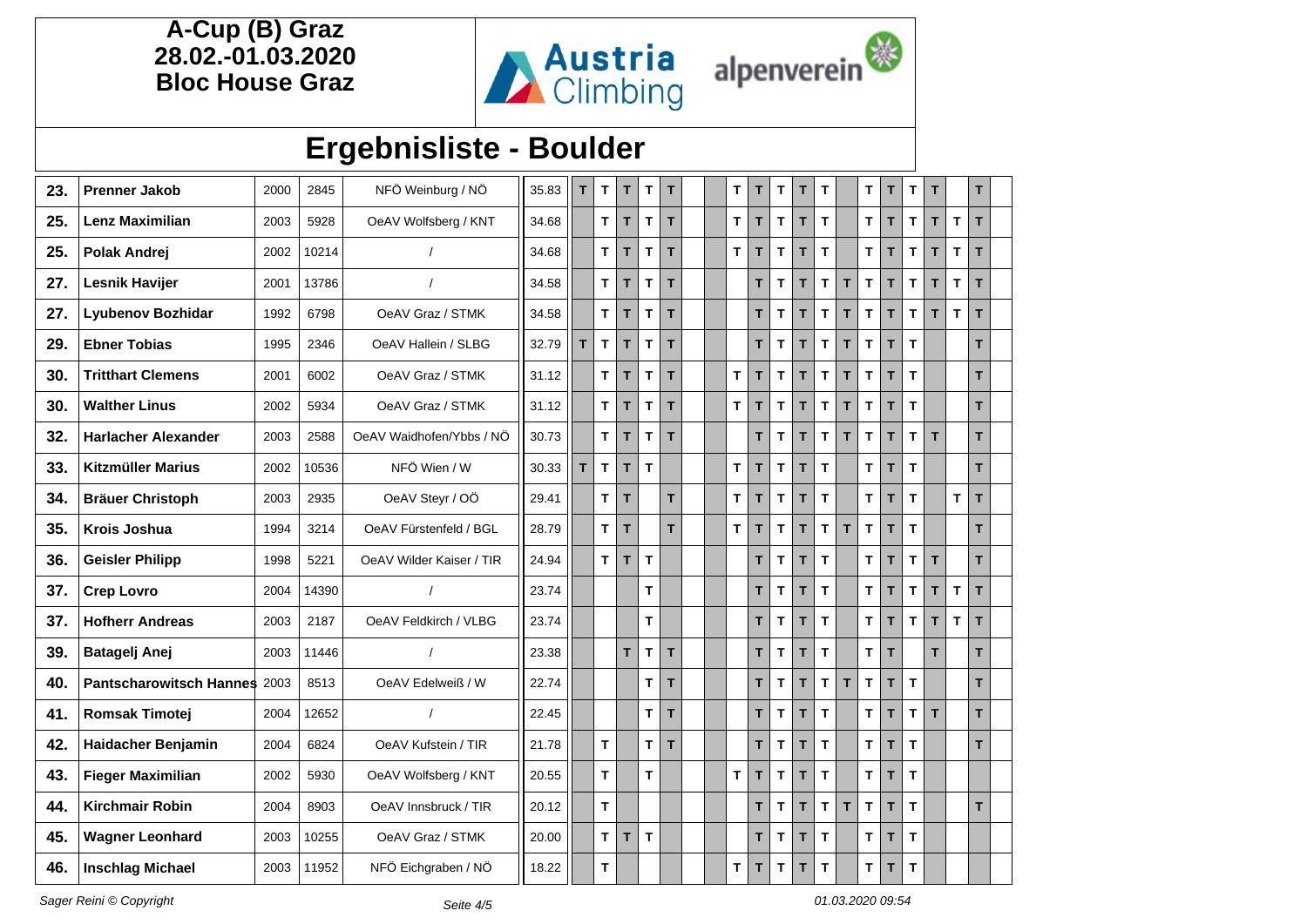**A-Cup (B) Graz**
**28.02.-01.03.2020**
**Bloc House Graz**

Austria Climbing alpenverein

# Ergebnisliste - Boulder

| | | | | | | | | | | | | | | | | | | | | | | | | | |
|---|---|---|---|---|---|---|---|---|---|---|---|---|---|---|---|---|---|---|---|---|---|---|---|---|---|
| **23.** | **Prenner Jakob** | 2000 | 2845 | NFÖ Weinburg / NÖ | 35.83 | T | T | T | T | T | | | T | T | T | T | T | | T | T | T | T | | T | |
| **25.** | **Lenz Maximilian** | 2003 | 5928 | OeAV Wolfsberg / KNT | 34.68 | | T | T | T | T | | | T | T | T | T | T | | T | T | T | T | T | T | |
| **25.** | **Polak Andrej** | 2002 | 10214 | / | 34.68 | | T | T | T | T | | | T | T | T | T | T | | T | T | T | T | T | T | |
| **27.** | **Lesnik Havijer** | 2001 | 13786 | / | 34.58 | | T | T | T | T | | | | T | T | T | T | T | T | T | T | T | T | T | |
| **27.** | **Lyubenov Bozhidar** | 1992 | 6798 | OeAV Graz / STMK | 34.58 | | T | T | T | T | | | | T | T | T | T | T | T | T | T | T | T | T | |
| **29.** | **Ebner Tobias** | 1995 | 2346 | OeAV Hallein / SLBG | 32.79 | T | T | T | T | T | | | | T | T | T | T | T | T | T | T | | | T | |
| **30.** | **Tritthart Clemens** | 2001 | 6002 | OeAV Graz / STMK | 31.12 | | T | T | T | T | | | T | T | T | T | T | T | T | T | T | | | T | |
| **30.** | **Walther Linus** | 2002 | 5934 | OeAV Graz / STMK | 31.12 | | T | T | T | T | | | T | T | T | T | T | T | T | T | T | | | T | |
| **32.** | **Harlacher Alexander** | 2003 | 2588 | OeAV Waidhofen/Ybbs / NÖ | 30.73 | | T | T | T | T | | | | T | T | T | T | T | T | T | T | T | | T | |
| **33.** | **Kitzmüller Marius** | 2002 | 10536 | NFÖ Wien / W | 30.33 | T | T | T | T | | | | T | T | T | T | T | | T | T | T | | | T | |
| **34.** | **Bräuer Christoph** | 2003 | 2935 | OeAV Steyr / OÖ | 29.41 | | T | T | | T | | | T | T | T | T | T | | T | T | T | | T | T | |
| **35.** | **Krois Joshua** | 1994 | 3214 | OeAV Fürstenfeld / BGL | 28.79 | | T | T | | T | | | T | T | T | T | T | T | T | T | T | | | T | |
| **36.** | **Geisler Philipp** | 1998 | 5221 | OeAV Wilder Kaiser / TIR | 24.94 | | T | T | T | | | | | T | T | T | T | | T | T | T | T | | T | |
| **37.** | **Crep Lovro** | 2004 | 14390 | / | 23.74 | | | | T | | | | | T | T | T | T | | T | T | T | T | T | T | |
| **37.** | **Hofherr Andreas** | 2003 | 2187 | OeAV Feldkirch / VLBG | 23.74 | | | | T | | | | | T | T | T | T | | T | T | T | T | T | T | |
| **39.** | **Batagelj Anej** | 2003 | 11446 | / | 23.38 | | | T | T | T | | | | T | T | T | T | | T | T | | T | | T | |
| **40.** | **Pantscharowitsch Hannes** | 2003 | 8513 | OeAV Edelweiß / W | 22.74 | | | | T | T | | | | T | T | T | T | T | T | T | T | | | T | |
| **41.** | **Romsak Timotej** | 2004 | 12652 | / | 22.45 | | | | T | T | | | | T | T | T | T | | T | T | T | T | | T | |
| **42.** | **Haidacher Benjamin** | 2004 | 6824 | OeAV Kufstein / TIR | 21.78 | | T | | T | T | | | | T | T | T | T | | T | T | T | | | T | |
| **43.** | **Fieger Maximilian** | 2002 | 5930 | OeAV Wolfsberg / KNT | 20.55 | | T | | T | | | | T | T | T | T | T | | T | T | T | | | | |
| **44.** | **Kirchmair Robin** | 2004 | 8903 | OeAV Innsbruck / TIR | 20.12 | | T | | | | | | | T | T | T | T | T | T | T | T | | | T | |
| **45.** | **Wagner Leonhard** | 2003 | 10255 | OeAV Graz / STMK | 20.00 | | T | T | T | | | | | T | T | T | T | | T | T | T | | | | |
| **46.** | **Inschlag Michael** | 2003 | 11952 | NFÖ Eichgraben / NÖ | 18.22 | | T | | | | | | T | T | T | T | T | | T | T | T | | | | |

*Sager Reini © Copyright* *01.03.2020 09:54*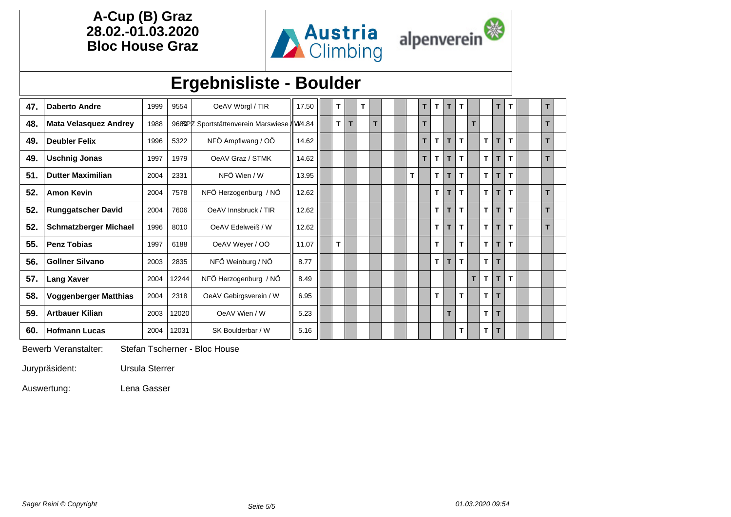**A-Cup (B) Graz**
**28.02.-01.03.2020**
**Bloc House Graz**

Austria Climbing alpenverein

# Ergebnisliste - Boulder

| | | | | | | | | | | | | | | | | | | | | | | | | | |
|---|---|---|---|---|---|---|---|---|---|---|---|---|---|---|---|---|---|---|---|---|---|---|---|---|---|
| **47.** | **Daberto Andre** | 1999 | 9554 | OeAV Wörgl / TIR | 17.50 | | T | | T | | | | | T | T | T | T | | | T | T | | | T | |
| **48.** | **Mata Velasquez Andrey** | 1988 | 9685 | SPZ Sportstättenverein Marswiese / W | 14.84 | | T | T | | T | | | | T | | | | T | | | | | | T | |
| **49.** | **Deubler Felix** | 1996 | 5322 | NFÖ Ampflwang / OÖ | 14.62 | | | | | | | | | T | T | T | T | | T | T | T | | | T | |
| **49.** | **Uschnig Jonas** | 1997 | 1979 | OeAV Graz / STMK | 14.62 | | | | | | | | | T | T | T | T | | T | T | T | | | T | |
| **51.** | **Dutter Maximilian** | 2004 | 2331 | NFÖ Wien / W | 13.95 | | | | | | | | T | | T | T | T | | T | T | T | | | | |
| **52.** | **Amon Kevin** | 2004 | 7578 | NFÖ Herzogenburg / NÖ | 12.62 | | | | | | | | | | T | T | T | | T | T | T | | | T | |
| **52.** | **Runggatscher David** | 2004 | 7606 | OeAV Innsbruck / TIR | 12.62 | | | | | | | | | | T | T | T | | T | T | T | | | T | |
| **52.** | **Schmatzberger Michael** | 1996 | 8010 | OeAV Edelweiß / W | 12.62 | | | | | | | | | | T | T | T | | T | T | T | | | T | |
| **55.** | **Penz Tobias** | 1997 | 6188 | OeAV Weyer / OÖ | 11.07 | | T | | | | | | | | T | | T | | T | T | T | | | | |
| **56.** | **Gollner Silvano** | 2003 | 2835 | NFÖ Weinburg / NÖ | 8.77 | | | | | | | | | | T | T | T | | T | T | | | | | |
| **57.** | **Lang Xaver** | 2004 | 12244 | NFÖ Herzogenburg / NÖ | 8.49 | | | | | | | | | | | | | T | T | T | T | | | | |
| **58.** | **Voggenberger Matthias** | 2004 | 2318 | OeAV Gebirgsverein / W | 6.95 | | | | | | | | | | T | | T | | T | T | | | | | |
| **59.** | **Artbauer Kilian** | 2003 | 12020 | OeAV Wien / W | 5.23 | | | | | | | | | | | T | | | T | T | | | | | |
| **60.** | **Hofmann Lucas** | 2004 | 12031 | SK Boulderbar / W | 5.16 | | | | | | | | | | | | T | | T | T | | | | | |

Bewerb Veranstalter: Stefan Tscherner - Bloc House

Jurypräsident: Ursula Sterrer

Auswertung: Lena Gasser

*Sager Reini © Copyright*

*01.03.2020 09:54*